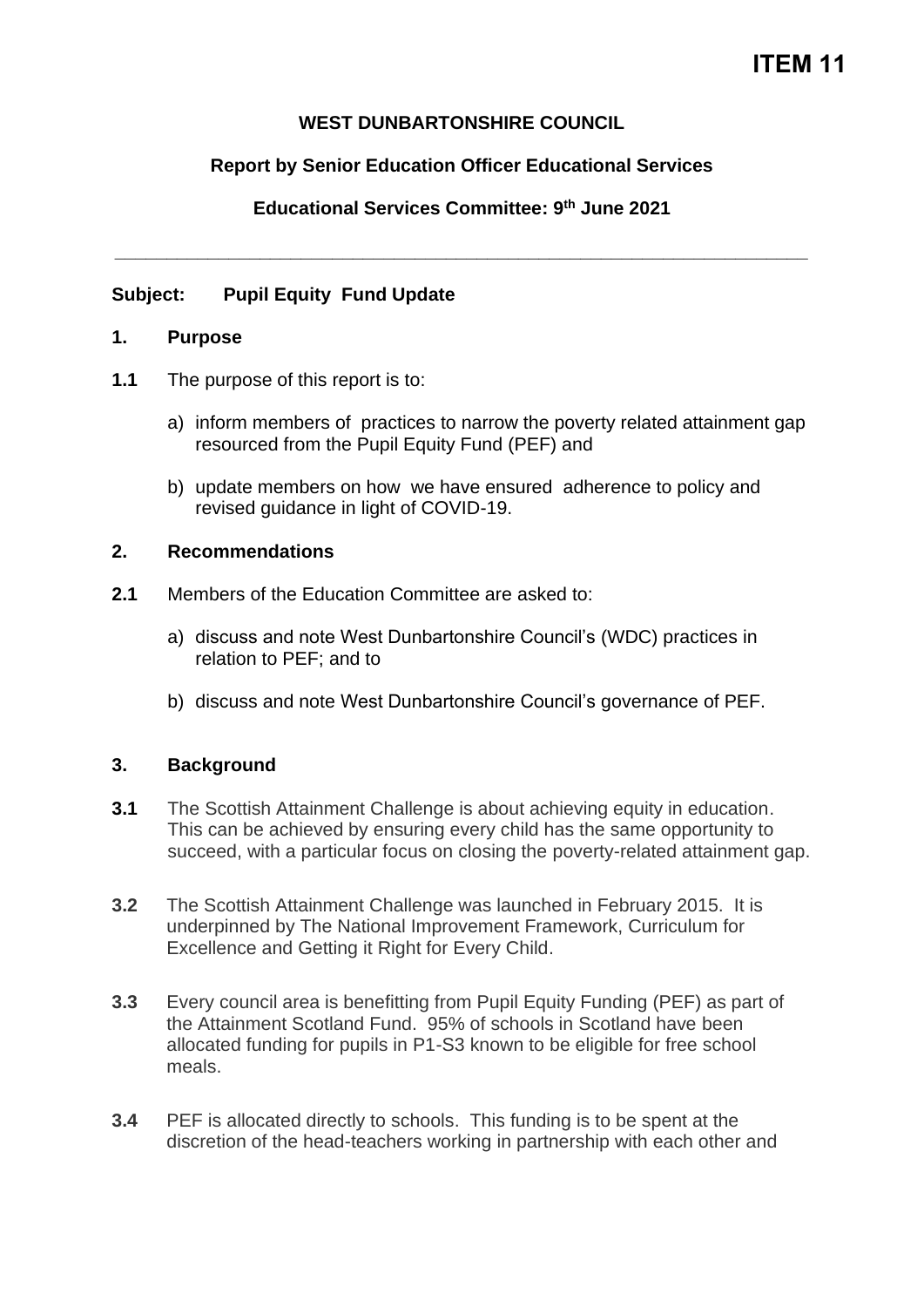# ITEM 11

**WEST DUNBARTONSHIRE COUNCIL**

**Report by Senior Education Officer Educational Services**

**Educational Services Committee: 9th June 2021**

---

**Subject: Pupil Equity Fund Update**

## 1. Purpose

**1.1** The purpose of this report is to:

a) inform members of practices to narrow the poverty related attainment gap resourced from the Pupil Equity Fund (PEF) and

b) update members on how we have ensured adherence to policy and revised guidance in light of COVID-19.

## 2. Recommendations

**2.1** Members of the Education Committee are asked to:

a) discuss and note West Dunbartonshire Council's (WDC) practices in relation to PEF; and to

b) discuss and note West Dunbartonshire Council's governance of PEF.

## 3. Background

**3.1** The Scottish Attainment Challenge is about achieving equity in education. This can be achieved by ensuring every child has the same opportunity to succeed, with a particular focus on closing the poverty-related attainment gap.

**3.2** The Scottish Attainment Challenge was launched in February 2015. It is underpinned by The National Improvement Framework, Curriculum for Excellence and Getting it Right for Every Child.

**3.3** Every council area is benefitting from Pupil Equity Funding (PEF) as part of the Attainment Scotland Fund. 95% of schools in Scotland have been allocated funding for pupils in P1-S3 known to be eligible for free school meals.

**3.4** PEF is allocated directly to schools. This funding is to be spent at the discretion of the head-teachers working in partnership with each other and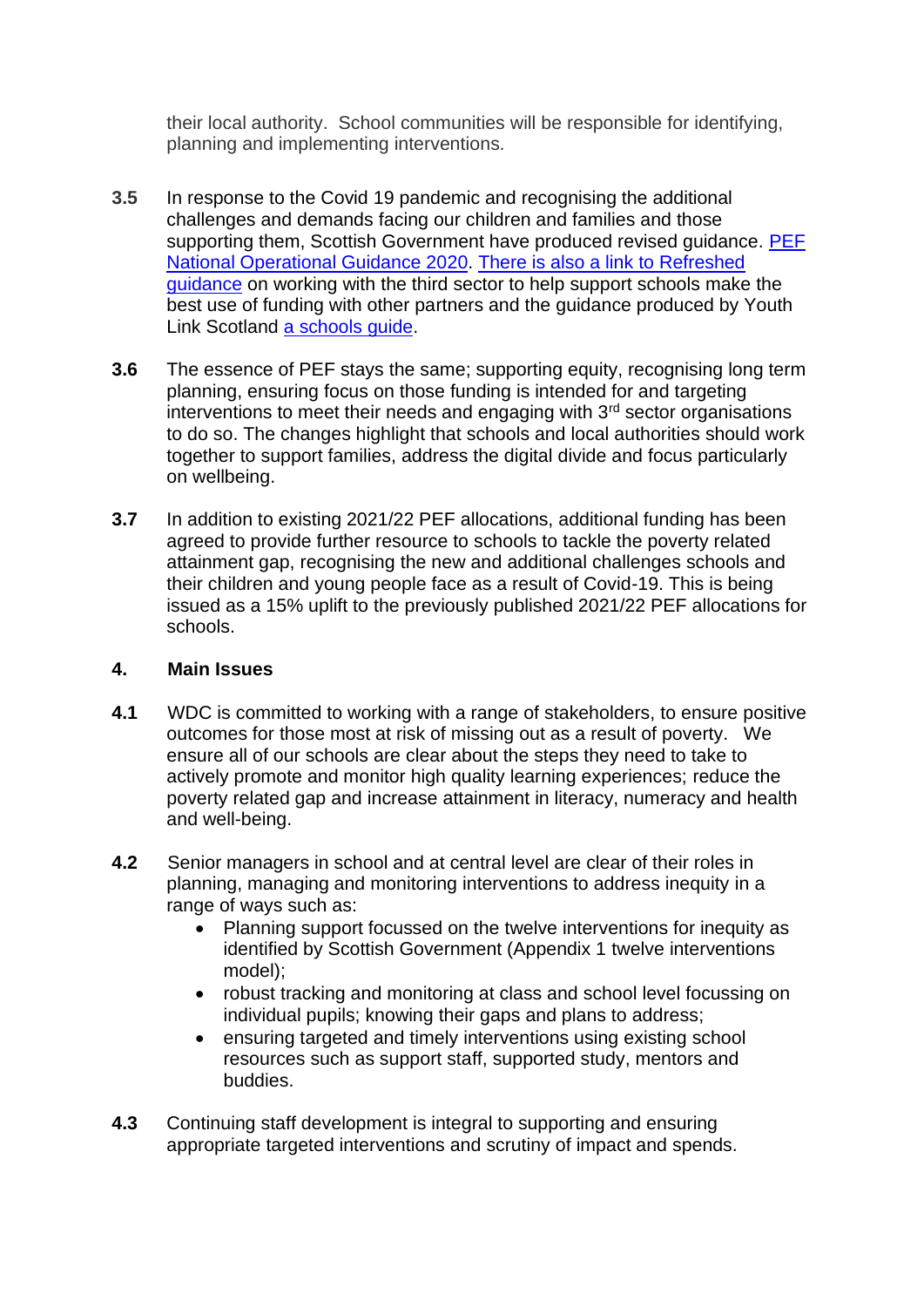their local authority. School communities will be responsible for identifying, planning and implementing interventions.

**3.5** In response to the Covid 19 pandemic and recognising the additional challenges and demands facing our children and families and those supporting them, Scottish Government have produced revised guidance. [PEF National Operational Guidance 2020](). [There is also a link to Refreshed guidance]() on working with the third sector to help support schools make the best use of funding with other partners and the guidance produced by Youth Link Scotland [a schools guide]().

**3.6** The essence of PEF stays the same; supporting equity, recognising long term planning, ensuring focus on those funding is intended for and targeting interventions to meet their needs and engaging with 3rd sector organisations to do so. The changes highlight that schools and local authorities should work together to support families, address the digital divide and focus particularly on wellbeing.

**3.7** In addition to existing 2021/22 PEF allocations, additional funding has been agreed to provide further resource to schools to tackle the poverty related attainment gap, recognising the new and additional challenges schools and their children and young people face as a result of Covid-19. This is being issued as a 15% uplift to the previously published 2021/22 PEF allocations for schools.

## 4. Main Issues

**4.1** WDC is committed to working with a range of stakeholders, to ensure positive outcomes for those most at risk of missing out as a result of poverty. We ensure all of our schools are clear about the steps they need to take to actively promote and monitor high quality learning experiences; reduce the poverty related gap and increase attainment in literacy, numeracy and health and well-being.

**4.2** Senior managers in school and at central level are clear of their roles in planning, managing and monitoring interventions to address inequity in a range of ways such as:

- Planning support focussed on the twelve interventions for inequity as identified by Scottish Government (Appendix 1 twelve interventions model);
- robust tracking and monitoring at class and school level focussing on individual pupils; knowing their gaps and plans to address;
- ensuring targeted and timely interventions using existing school resources such as support staff, supported study, mentors and buddies.

**4.3** Continuing staff development is integral to supporting and ensuring appropriate targeted interventions and scrutiny of impact and spends.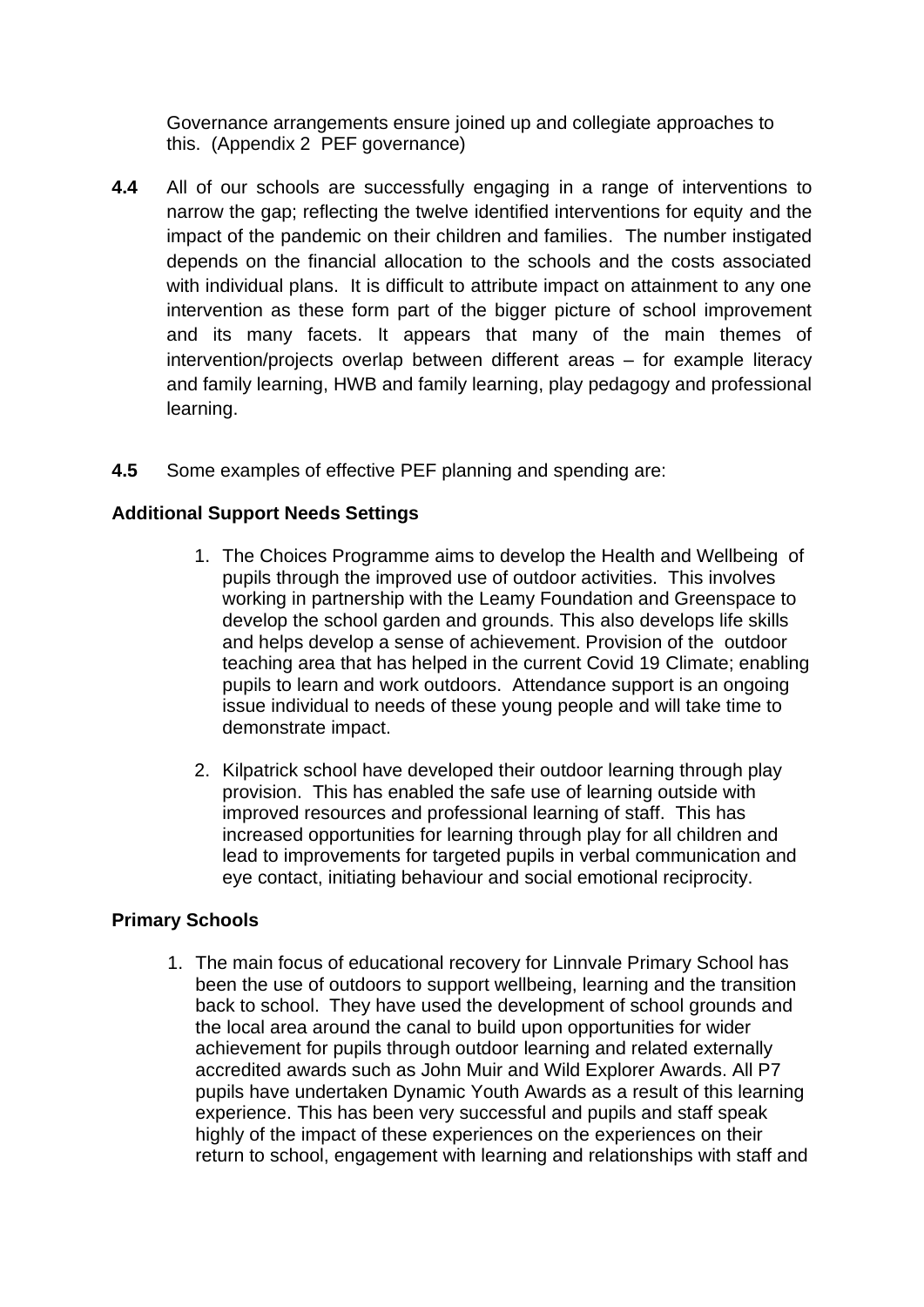Governance arrangements ensure joined up and collegiate approaches to this. (Appendix 2 PEF governance)

**4.4** All of our schools are successfully engaging in a range of interventions to narrow the gap; reflecting the twelve identified interventions for equity and the impact of the pandemic on their children and families. The number instigated depends on the financial allocation to the schools and the costs associated with individual plans. It is difficult to attribute impact on attainment to any one intervention as these form part of the bigger picture of school improvement and its many facets. It appears that many of the main themes of intervention/projects overlap between different areas – for example literacy and family learning, HWB and family learning, play pedagogy and professional learning.

**4.5** Some examples of effective PEF planning and spending are:

**Additional Support Needs Settings**

1. The Choices Programme aims to develop the Health and Wellbeing of pupils through the improved use of outdoor activities. This involves working in partnership with the Leamy Foundation and Greenspace to develop the school garden and grounds. This also develops life skills and helps develop a sense of achievement. Provision of the outdoor teaching area that has helped in the current Covid 19 Climate; enabling pupils to learn and work outdoors. Attendance support is an ongoing issue individual to needs of these young people and will take time to demonstrate impact.

2. Kilpatrick school have developed their outdoor learning through play provision. This has enabled the safe use of learning outside with improved resources and professional learning of staff. This has increased opportunities for learning through play for all children and lead to improvements for targeted pupils in verbal communication and eye contact, initiating behaviour and social emotional reciprocity.

**Primary Schools**

1. The main focus of educational recovery for Linnvale Primary School has been the use of outdoors to support wellbeing, learning and the transition back to school. They have used the development of school grounds and the local area around the canal to build upon opportunities for wider achievement for pupils through outdoor learning and related externally accredited awards such as John Muir and Wild Explorer Awards. All P7 pupils have undertaken Dynamic Youth Awards as a result of this learning experience. This has been very successful and pupils and staff speak highly of the impact of these experiences on the experiences on their return to school, engagement with learning and relationships with staff and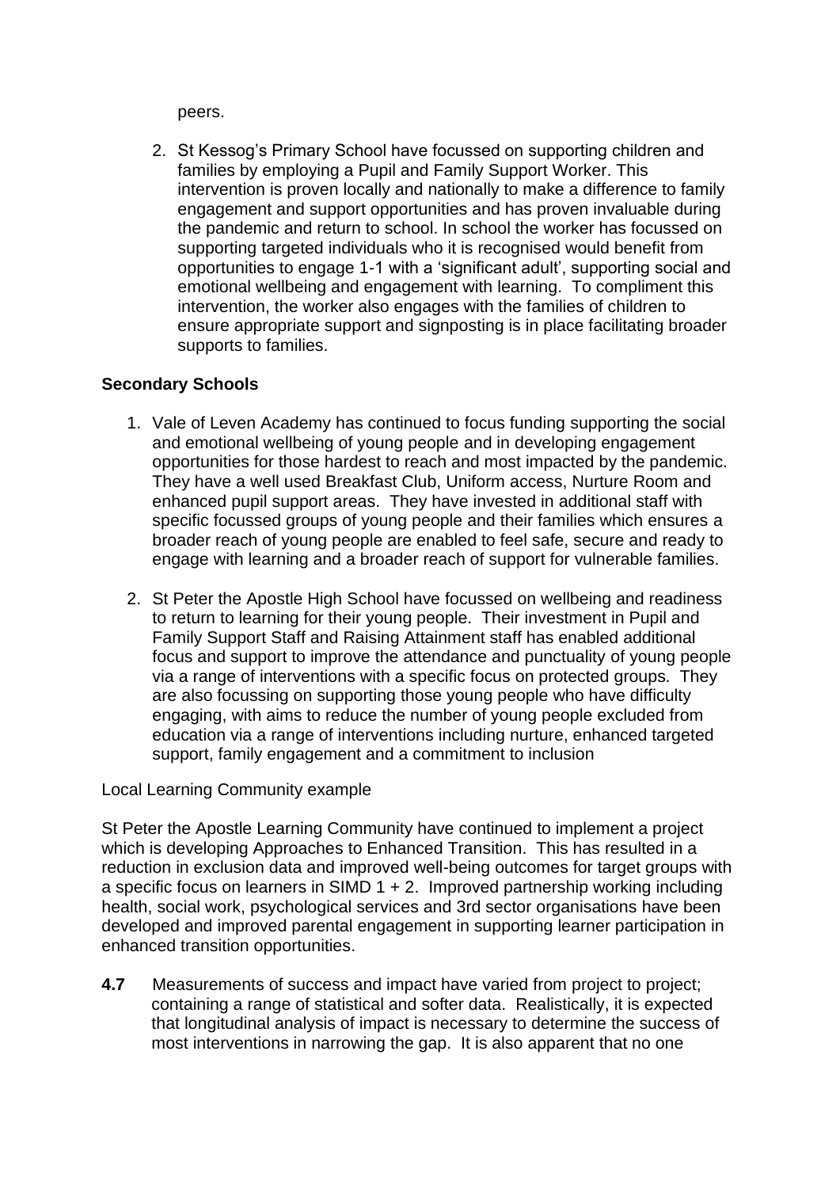peers.

2. St Kessog's Primary School have focussed on supporting children and families by employing a Pupil and Family Support Worker. This intervention is proven locally and nationally to make a difference to family engagement and support opportunities and has proven invaluable during the pandemic and return to school. In school the worker has focussed on supporting targeted individuals who it is recognised would benefit from opportunities to engage 1-1 with a 'significant adult', supporting social and emotional wellbeing and engagement with learning. To compliment this intervention, the worker also engages with the families of children to ensure appropriate support and signposting is in place facilitating broader supports to families.

**Secondary Schools**

1. Vale of Leven Academy has continued to focus funding supporting the social and emotional wellbeing of young people and in developing engagement opportunities for those hardest to reach and most impacted by the pandemic. They have a well used Breakfast Club, Uniform access, Nurture Room and enhanced pupil support areas. They have invested in additional staff with specific focussed groups of young people and their families which ensures a broader reach of young people are enabled to feel safe, secure and ready to engage with learning and a broader reach of support for vulnerable families.

2. St Peter the Apostle High School have focussed on wellbeing and readiness to return to learning for their young people. Their investment in Pupil and Family Support Staff and Raising Attainment staff has enabled additional focus and support to improve the attendance and punctuality of young people via a range of interventions with a specific focus on protected groups. They are also focussing on supporting those young people who have difficulty engaging, with aims to reduce the number of young people excluded from education via a range of interventions including nurture, enhanced targeted support, family engagement and a commitment to inclusion

Local Learning Community example

St Peter the Apostle Learning Community have continued to implement a project which is developing Approaches to Enhanced Transition. This has resulted in a reduction in exclusion data and improved well-being outcomes for target groups with a specific focus on learners in SIMD 1 + 2. Improved partnership working including health, social work, psychological services and 3rd sector organisations have been developed and improved parental engagement in supporting learner participation in enhanced transition opportunities.

**4.7** Measurements of success and impact have varied from project to project; containing a range of statistical and softer data. Realistically, it is expected that longitudinal analysis of impact is necessary to determine the success of most interventions in narrowing the gap. It is also apparent that no one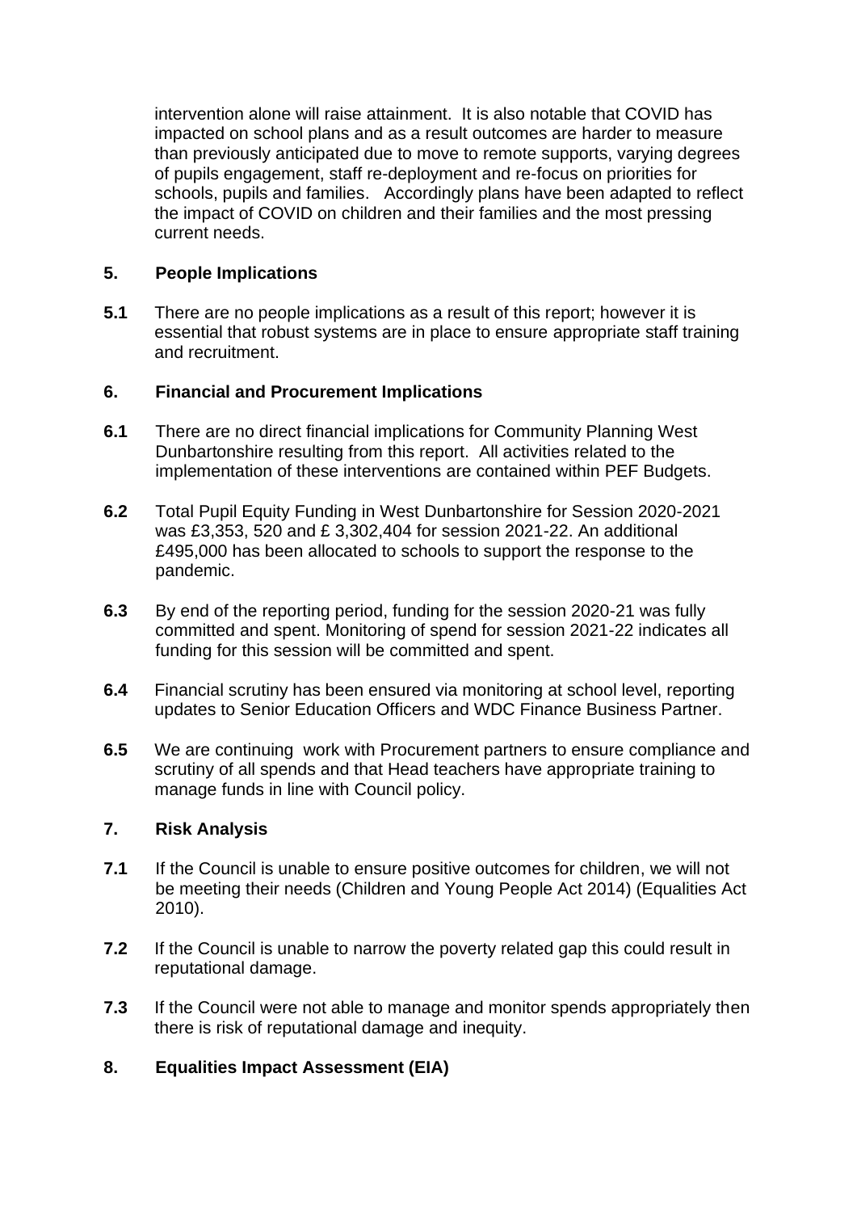intervention alone will raise attainment. It is also notable that COVID has impacted on school plans and as a result outcomes are harder to measure than previously anticipated due to move to remote supports, varying degrees of pupils engagement, staff re-deployment and re-focus on priorities for schools, pupils and families. Accordingly plans have been adapted to reflect the impact of COVID on children and their families and the most pressing current needs.

## 5. People Implications

**5.1** There are no people implications as a result of this report; however it is essential that robust systems are in place to ensure appropriate staff training and recruitment.

## 6. Financial and Procurement Implications

**6.1** There are no direct financial implications for Community Planning West Dunbartonshire resulting from this report. All activities related to the implementation of these interventions are contained within PEF Budgets.

**6.2** Total Pupil Equity Funding in West Dunbartonshire for Session 2020-2021 was £3,353, 520 and £ 3,302,404 for session 2021-22. An additional £495,000 has been allocated to schools to support the response to the pandemic.

**6.3** By end of the reporting period, funding for the session 2020-21 was fully committed and spent. Monitoring of spend for session 2021-22 indicates all funding for this session will be committed and spent.

**6.4** Financial scrutiny has been ensured via monitoring at school level, reporting updates to Senior Education Officers and WDC Finance Business Partner.

**6.5** We are continuing work with Procurement partners to ensure compliance and scrutiny of all spends and that Head teachers have appropriate training to manage funds in line with Council policy.

## 7. Risk Analysis

**7.1** If the Council is unable to ensure positive outcomes for children, we will not be meeting their needs (Children and Young People Act 2014) (Equalities Act 2010).

**7.2** If the Council is unable to narrow the poverty related gap this could result in reputational damage.

**7.3** If the Council were not able to manage and monitor spends appropriately then there is risk of reputational damage and inequity.

## 8. Equalities Impact Assessment (EIA)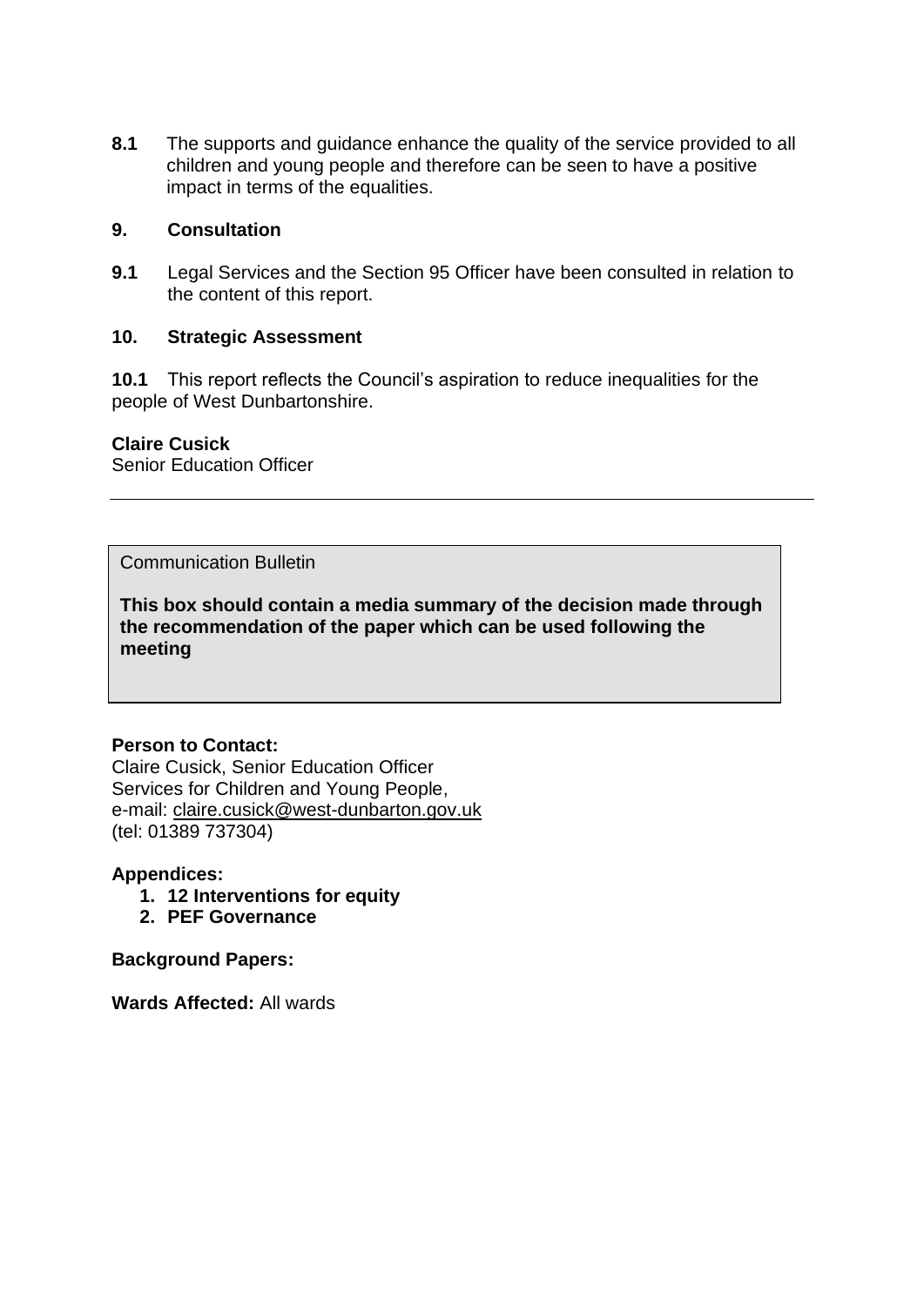**8.1** The supports and guidance enhance the quality of the service provided to all children and young people and therefore can be seen to have a positive impact in terms of the equalities.

## 9. Consultation

**9.1** Legal Services and the Section 95 Officer have been consulted in relation to the content of this report.

## 10. Strategic Assessment

**10.1** This report reflects the Council's aspiration to reduce inequalities for the people of West Dunbartonshire.

**Claire Cusick**
Senior Education Officer

---

Communication Bulletin

**This box should contain a media summary of the decision made through the recommendation of the paper which can be used following the meeting**

**Person to Contact:**
Claire Cusick, Senior Education Officer
Services for Children and Young People,
e-mail: claire.cusick@west-dunbarton.gov.uk
(tel: 01389 737304)

**Appendices:**

1. **12 Interventions for equity**
2. **PEF Governance**

**Background Papers:**

**Wards Affected:** All wards